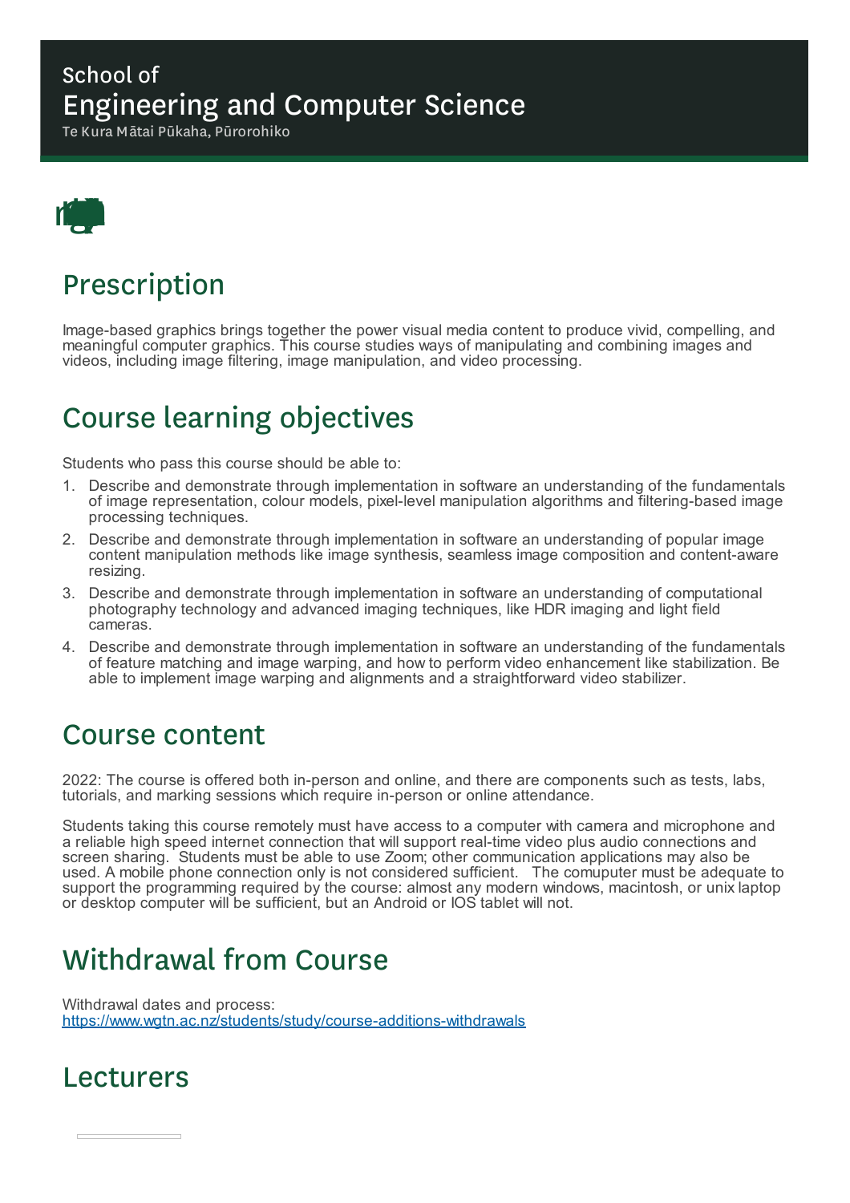School of
# Engineering and Computer Science
Te Kura Mātai Pūkaha, Pūrorohiko

## Prescription

Image-based graphics brings together the power visual media content to produce vivid, compelling, and meaningful computer graphics. This course studies ways of manipulating and combining images and videos, including image filtering, image manipulation, and video processing.

## Course learning objectives

Students who pass this course should be able to:

1. Describe and demonstrate through implementation in software an understanding of the fundamentals of image representation, colour models, pixel-level manipulation algorithms and filtering-based image processing techniques.
2. Describe and demonstrate through implementation in software an understanding of popular image content manipulation methods like image synthesis, seamless image composition and content-aware resizing.
3. Describe and demonstrate through implementation in software an understanding of computational photography technology and advanced imaging techniques, like HDR imaging and light field cameras.
4. Describe and demonstrate through implementation in software an understanding of the fundamentals of feature matching and image warping, and how to perform video enhancement like stabilization. Be able to implement image warping and alignments and a straightforward video stabilizer.

## Course content

2022: The course is offered both in-person and online, and there are components such as tests, labs, tutorials, and marking sessions which require in-person or online attendance.

Students taking this course remotely must have access to a computer with camera and microphone and a reliable high speed internet connection that will support real-time video plus audio connections and screen sharing. Students must be able to use Zoom; other communication applications may also be used. A mobile phone connection only is not considered sufficient. The comuputer must be adequate to support the programming required by the course: almost any modern windows, macintosh, or unix laptop or desktop computer will be sufficient, but an Android or IOS tablet will not.

## Withdrawal from Course

Withdrawal dates and process:
https://www.wgtn.ac.nz/students/study/course-additions-withdrawals

## Lecturers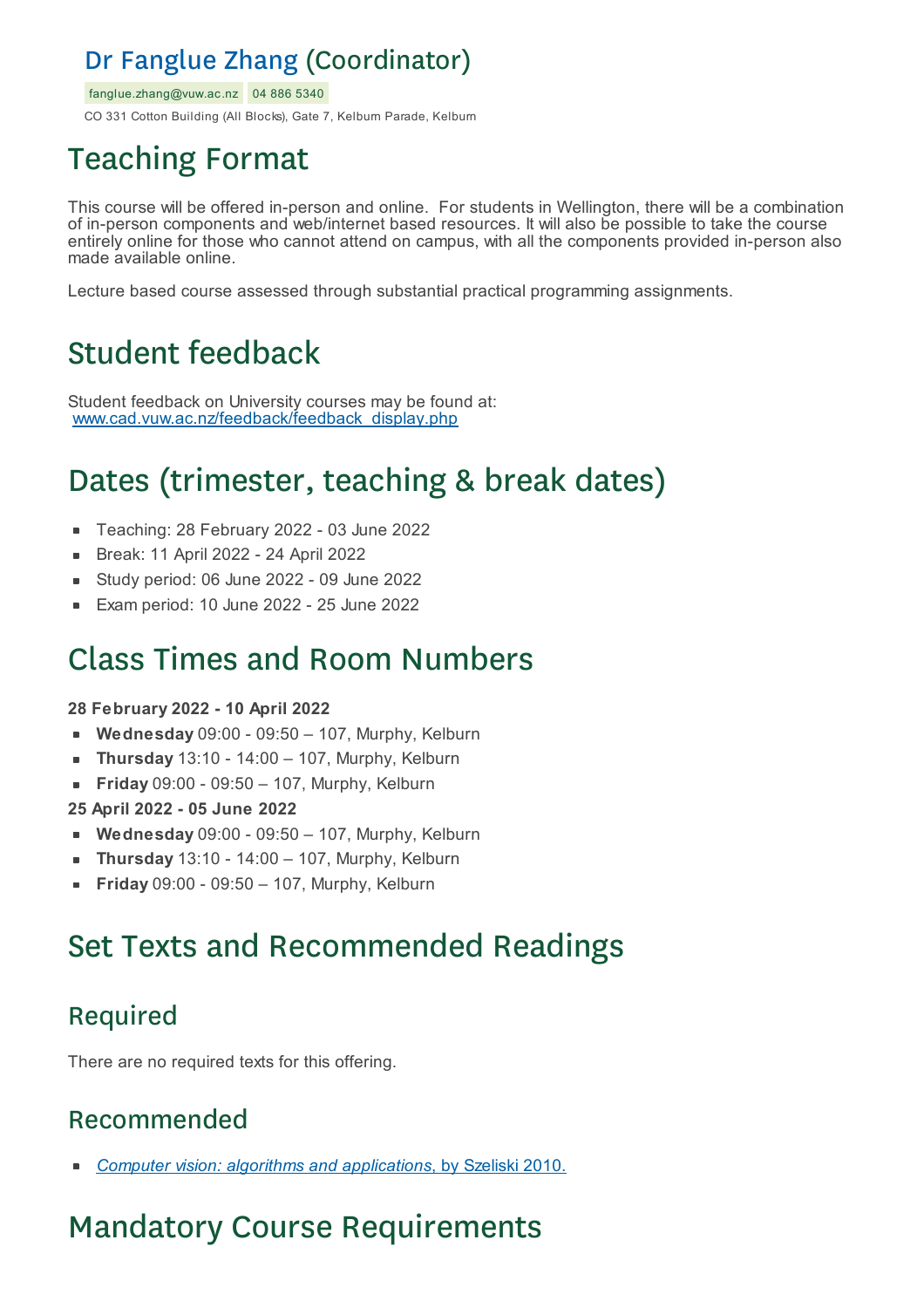## Dr Fanglue Zhang (Coordinator)

fanglue.zhang@vuw.ac.nz 04 886 5340

CO 331 Cotton Building (All Blocks), Gate 7, Kelburn Parade, Kelburn

# Teaching Format

This course will be offered in-person and online. For students in Wellington, there will be a combination of in-person components and web/internet based resources. It will also be possible to take the course entirely online for those who cannot attend on campus, with all the components provided in-person also made available online.

Lecture based course assessed through substantial practical programming assignments.

# Student feedback

Student feedback on University courses may be found at:
www.cad.vuw.ac.nz/feedback/feedback_display.php

# Dates (trimester, teaching & break dates)

- Teaching: 28 February 2022 - 03 June 2022
- Break: 11 April 2022 - 24 April 2022
- Study period: 06 June 2022 - 09 June 2022
- Exam period: 10 June 2022 - 25 June 2022

# Class Times and Room Numbers

**28 February 2022 - 10 April 2022**

- **Wednesday** 09:00 - 09:50 – 107, Murphy, Kelburn
- **Thursday** 13:10 - 14:00 – 107, Murphy, Kelburn
- **Friday** 09:00 - 09:50 – 107, Murphy, Kelburn

**25 April 2022 - 05 June 2022**

- **Wednesday** 09:00 - 09:50 – 107, Murphy, Kelburn
- **Thursday** 13:10 - 14:00 – 107, Murphy, Kelburn
- **Friday** 09:00 - 09:50 – 107, Murphy, Kelburn

# Set Texts and Recommended Readings

## Required

There are no required texts for this offering.

## Recommended

- *Computer vision: algorithms and applications*, by Szeliski 2010.

# Mandatory Course Requirements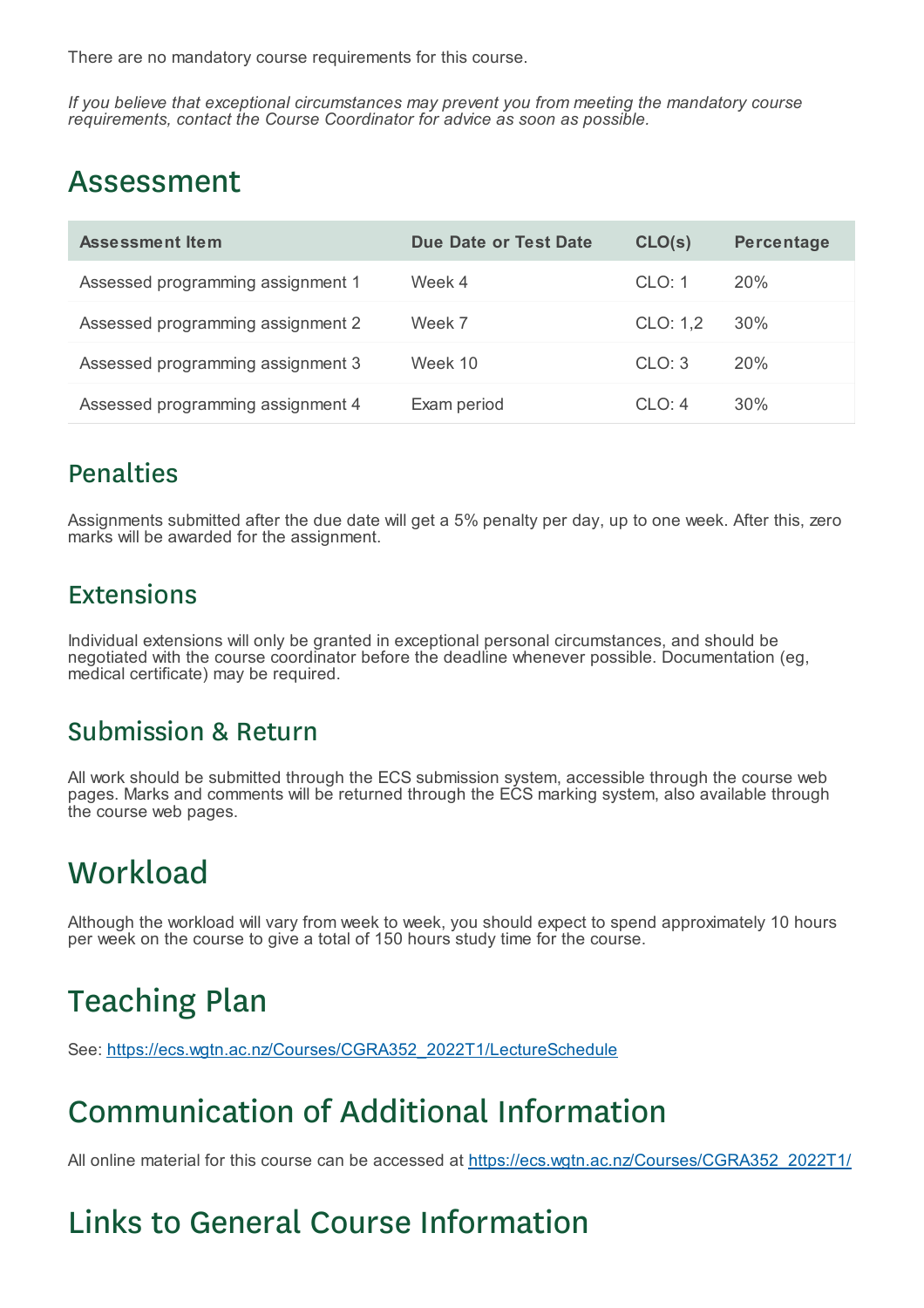There are no mandatory course requirements for this course.

*If you believe that exceptional circumstances may prevent you from meeting the mandatory course requirements, contact the Course Coordinator for advice as soon as possible.*

# Assessment

| Assessment Item | Due Date or Test Date | CLO(s) | Percentage |
| --- | --- | --- | --- |
| Assessed programming assignment 1 | Week 4 | CLO: 1 | 20% |
| Assessed programming assignment 2 | Week 7 | CLO: 1,2 | 30% |
| Assessed programming assignment 3 | Week 10 | CLO: 3 | 20% |
| Assessed programming assignment 4 | Exam period | CLO: 4 | 30% |

## Penalties

Assignments submitted after the due date will get a 5% penalty per day, up to one week. After this, zero marks will be awarded for the assignment.

## Extensions

Individual extensions will only be granted in exceptional personal circumstances, and should be negotiated with the course coordinator before the deadline whenever possible. Documentation (eg, medical certificate) may be required.

## Submission & Return

All work should be submitted through the ECS submission system, accessible through the course web pages. Marks and comments will be returned through the ECS marking system, also available through the course web pages.

# Workload

Although the workload will vary from week to week, you should expect to spend approximately 10 hours per week on the course to give a total of 150 hours study time for the course.

# Teaching Plan

See: https://ecs.wgtn.ac.nz/Courses/CGRA352_2022T1/LectureSchedule

# Communication of Additional Information

All online material for this course can be accessed at https://ecs.wgtn.ac.nz/Courses/CGRA352_2022T1/

# Links to General Course Information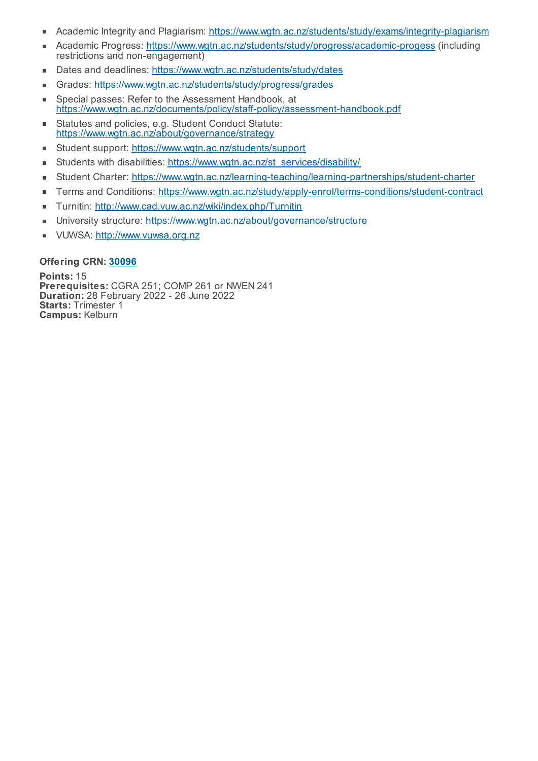- Academic Integrity and Plagiarism: https://www.wgtn.ac.nz/students/study/exams/integrity-plagiarism
- Academic Progress: https://www.wgtn.ac.nz/students/study/progress/academic-progess (including restrictions and non-engagement)
- Dates and deadlines: https://www.wgtn.ac.nz/students/study/dates
- Grades: https://www.wgtn.ac.nz/students/study/progress/grades
- Special passes: Refer to the Assessment Handbook, at https://www.wgtn.ac.nz/documents/policy/staff-policy/assessment-handbook.pdf
- Statutes and policies, e.g. Student Conduct Statute: https://www.wgtn.ac.nz/about/governance/strategy
- Student support: https://www.wgtn.ac.nz/students/support
- Students with disabilities: https://www.wgtn.ac.nz/st_services/disability/
- Student Charter: https://www.wgtn.ac.nz/learning-teaching/learning-partnerships/student-charter
- Terms and Conditions: https://www.wgtn.ac.nz/study/apply-enrol/terms-conditions/student-contract
- Turnitin: http://www.cad.vuw.ac.nz/wiki/index.php/Turnitin
- University structure: https://www.wgtn.ac.nz/about/governance/structure
- VUWSA: http://www.vuwsa.org.nz

**Offering CRN: 30096**

**Points:** 15
**Prerequisites:** CGRA 251; COMP 261 or NWEN 241
**Duration:** 28 February 2022 - 26 June 2022
**Starts:** Trimester 1
**Campus:** Kelburn